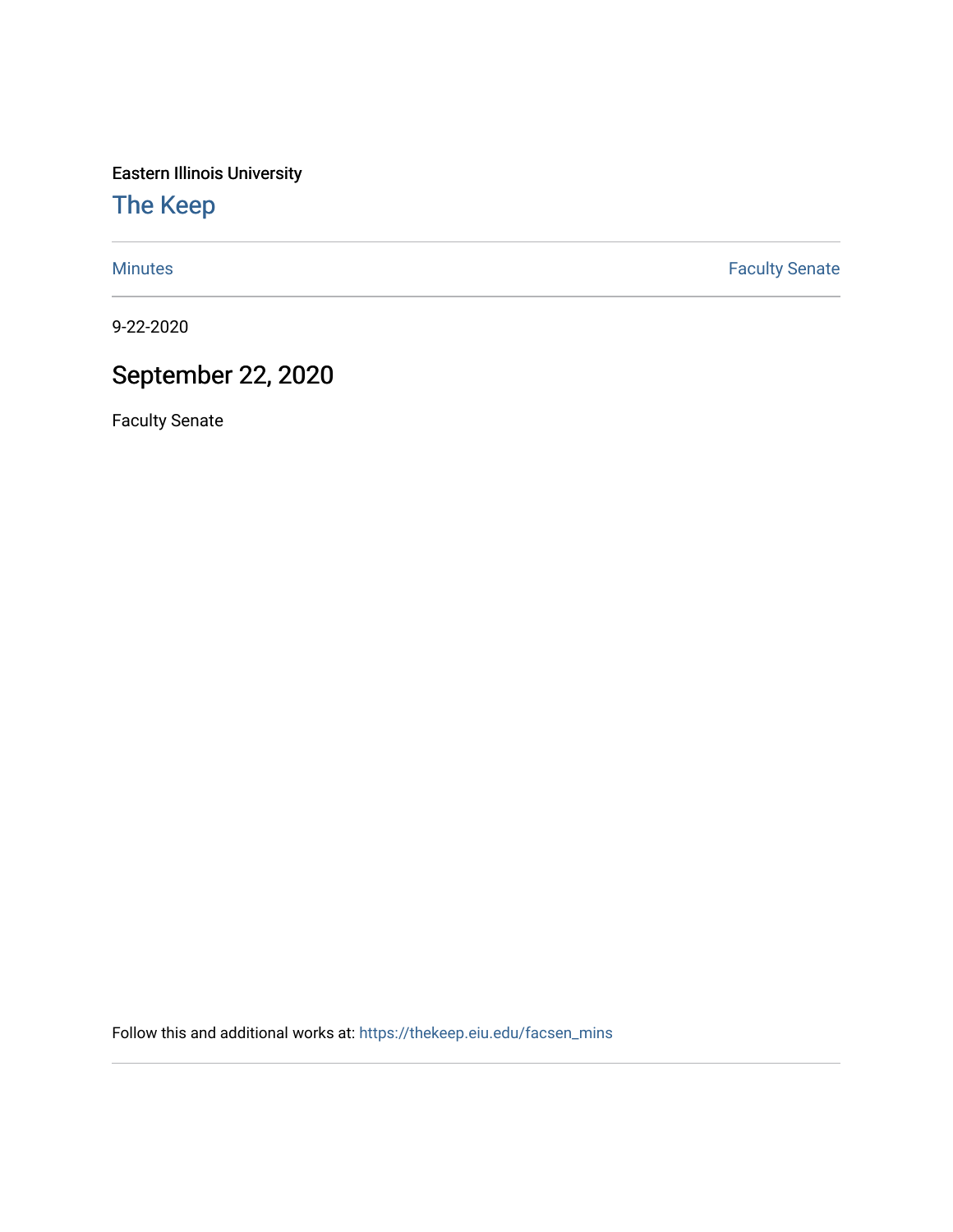Eastern Illinois University

# The Keep

Minutes | Faculty Senate

9-22-2020

## September 22, 2020

Faculty Senate

Follow this and additional works at: https://thekeep.eiu.edu/facsen_mins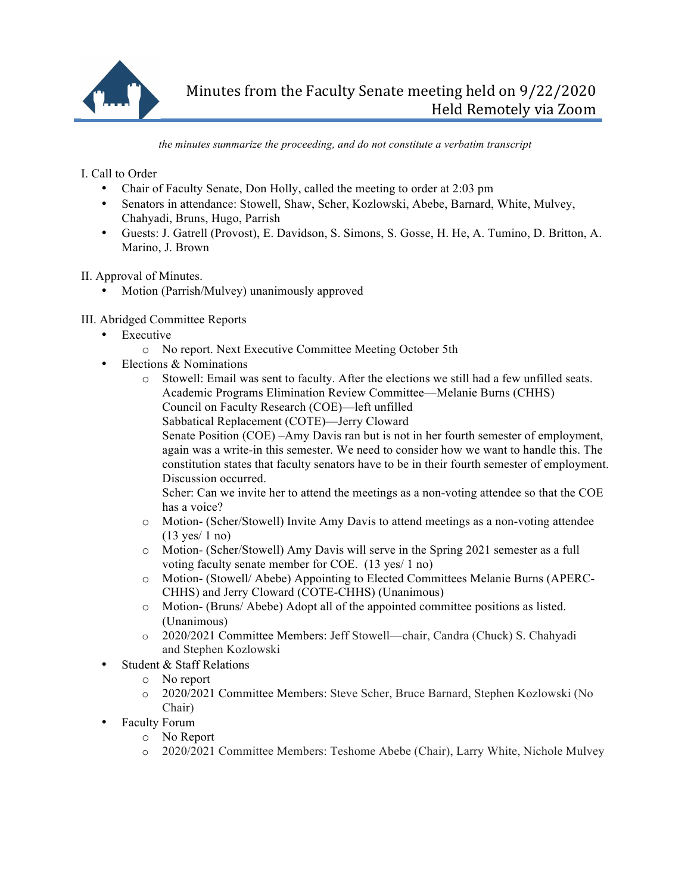# Minutes from the Faculty Senate meeting held on 9/22/2020
## Held Remotely via Zoom

*the minutes summarize the proceeding, and do not constitute a verbatim transcript*

I. Call to Order

- Chair of Faculty Senate, Don Holly, called the meeting to order at 2:03 pm
- Senators in attendance: Stowell, Shaw, Scher, Kozlowski, Abebe, Barnard, White, Mulvey, Chahyadi, Bruns, Hugo, Parrish
- Guests: J. Gatrell (Provost), E. Davidson, S. Simons, S. Gosse, H. He, A. Tumino, D. Britton, A. Marino, J. Brown

II. Approval of Minutes.

- Motion (Parrish/Mulvey) unanimously approved

III. Abridged Committee Reports

- Executive
  - No report. Next Executive Committee Meeting October 5th
- Elections & Nominations
  - Stowell: Email was sent to faculty. After the elections we still had a few unfilled seats.
    Academic Programs Elimination Review Committee—Melanie Burns (CHHS)
    Council on Faculty Research (COE)—left unfilled
    Sabbatical Replacement (COTE)—Jerry Cloward
    Senate Position (COE) –Amy Davis ran but is not in her fourth semester of employment, again was a write-in this semester. We need to consider how we want to handle this. The constitution states that faculty senators have to be in their fourth semester of employment. Discussion occurred.
    Scher: Can we invite her to attend the meetings as a non-voting attendee so that the COE has a voice?
  - Motion- (Scher/Stowell) Invite Amy Davis to attend meetings as a non-voting attendee (13 yes/ 1 no)
  - Motion- (Scher/Stowell) Amy Davis will serve in the Spring 2021 semester as a full voting faculty senate member for COE. (13 yes/ 1 no)
  - Motion- (Stowell/ Abebe) Appointing to Elected Committees Melanie Burns (APERC-CHHS) and Jerry Cloward (COTE-CHHS) (Unanimous)
  - Motion- (Bruns/ Abebe) Adopt all of the appointed committee positions as listed. (Unanimous)
  - 2020/2021 Committee Members: Jeff Stowell—chair, Candra (Chuck) S. Chahyadi and Stephen Kozlowski
- Student & Staff Relations
  - No report
  - 2020/2021 Committee Members: Steve Scher, Bruce Barnard, Stephen Kozlowski (No Chair)
- Faculty Forum
  - No Report
  - 2020/2021 Committee Members: Teshome Abebe (Chair), Larry White, Nichole Mulvey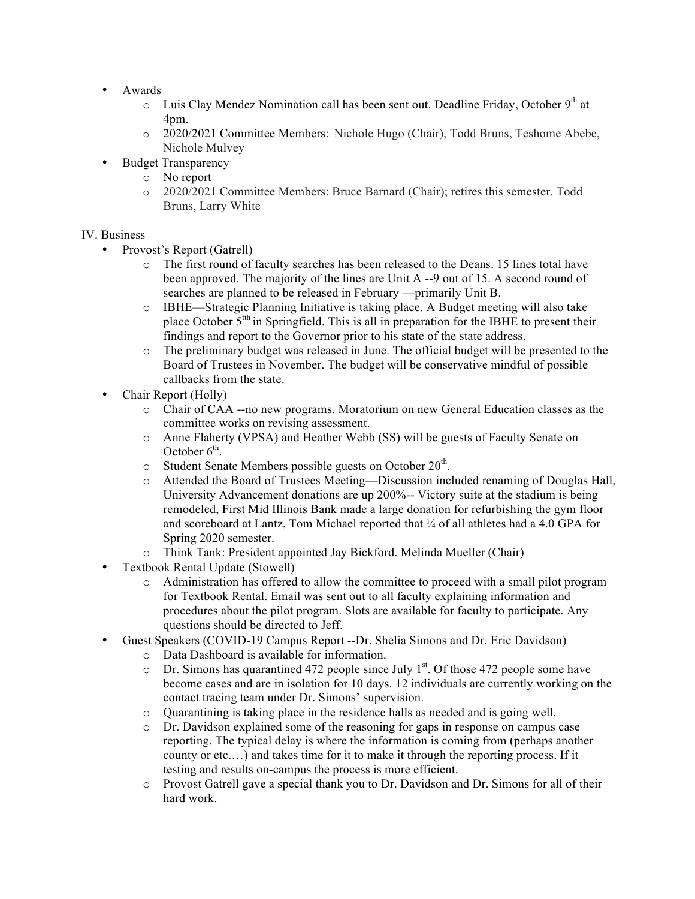- Awards
    - Luis Clay Mendez Nomination call has been sent out. Deadline Friday, October 9th at 4pm.
    - 2020/2021 Committee Members: Nichole Hugo (Chair), Todd Bruns, Teshome Abebe, Nichole Mulvey
- Budget Transparency
    - No report
    - 2020/2021 Committee Members: Bruce Barnard (Chair); retires this semester. Todd Bruns, Larry White

IV. Business

- Provost's Report (Gatrell)
    - The first round of faculty searches has been released to the Deans. 15 lines total have been approved. The majority of the lines are Unit A --9 out of 15. A second round of searches are planned to be released in February —primarily Unit B.
    - IBHE—Strategic Planning Initiative is taking place. A Budget meeting will also take place October 5tth in Springfield. This is all in preparation for the IBHE to present their findings and report to the Governor prior to his state of the state address.
    - The preliminary budget was released in June. The official budget will be presented to the Board of Trustees in November. The budget will be conservative mindful of possible callbacks from the state.
- Chair Report (Holly)
    - Chair of CAA --no new programs. Moratorium on new General Education classes as the committee works on revising assessment.
    - Anne Flaherty (VPSA) and Heather Webb (SS) will be guests of Faculty Senate on October 6th.
    - Student Senate Members possible guests on October 20th.
    - Attended the Board of Trustees Meeting—Discussion included renaming of Douglas Hall, University Advancement donations are up 200%-- Victory suite at the stadium is being remodeled, First Mid Illinois Bank made a large donation for refurbishing the gym floor and scoreboard at Lantz, Tom Michael reported that ¼ of all athletes had a 4.0 GPA for Spring 2020 semester.
    - Think Tank: President appointed Jay Bickford. Melinda Mueller (Chair)
- Textbook Rental Update (Stowell)
    - Administration has offered to allow the committee to proceed with a small pilot program for Textbook Rental. Email was sent out to all faculty explaining information and procedures about the pilot program. Slots are available for faculty to participate. Any questions should be directed to Jeff.
- Guest Speakers (COVID-19 Campus Report --Dr. Shelia Simons and Dr. Eric Davidson)
    - Data Dashboard is available for information.
    - Dr. Simons has quarantined 472 people since July 1st. Of those 472 people some have become cases and are in isolation for 10 days. 12 individuals are currently working on the contact tracing team under Dr. Simons' supervision.
    - Quarantining is taking place in the residence halls as needed and is going well.
    - Dr. Davidson explained some of the reasoning for gaps in response on campus case reporting. The typical delay is where the information is coming from (perhaps another county or etc.…) and takes time for it to make it through the reporting process. If it testing and results on-campus the process is more efficient.
    - Provost Gatrell gave a special thank you to Dr. Davidson and Dr. Simons for all of their hard work.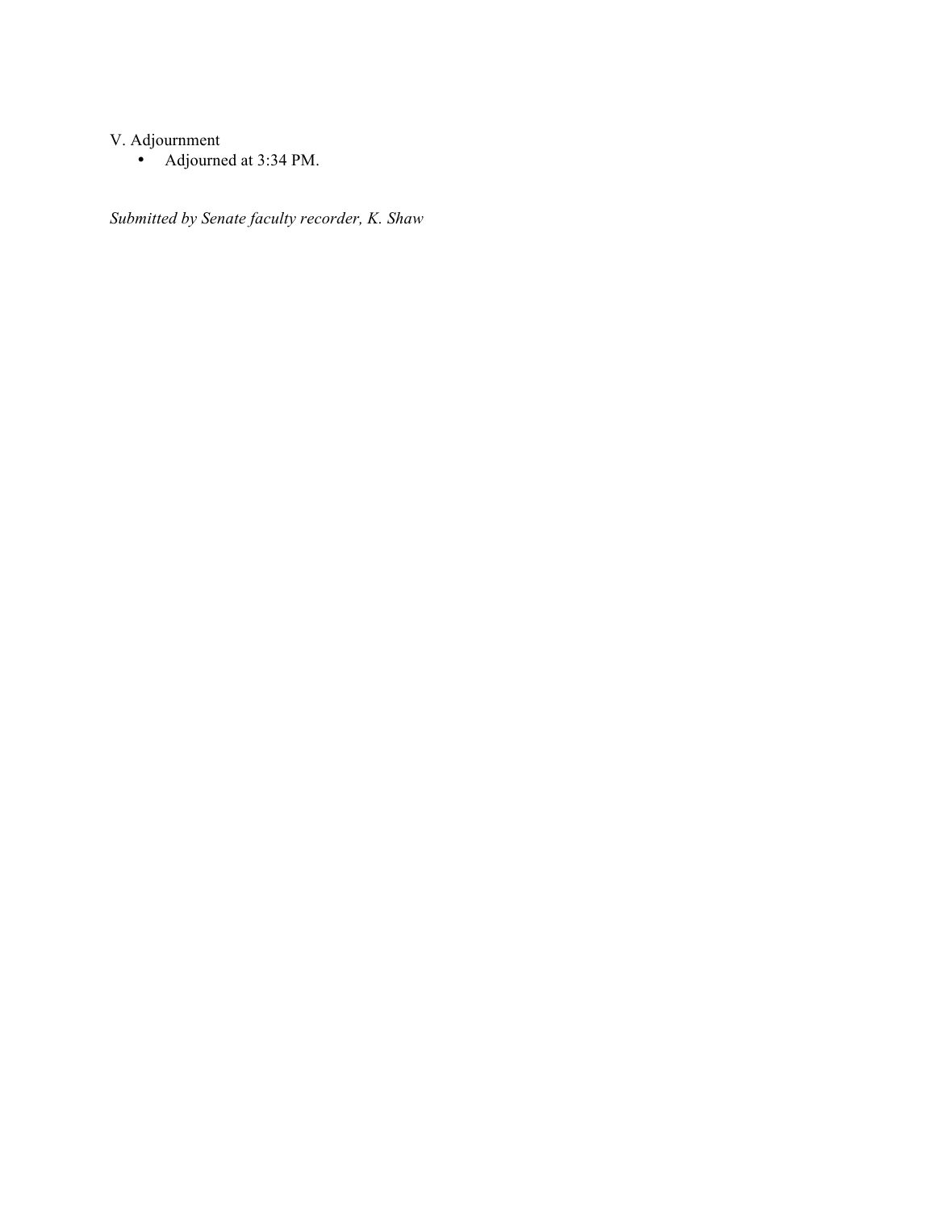V. Adjournment

- Adjourned at 3:34 PM.

*Submitted by Senate faculty recorder, K. Shaw*